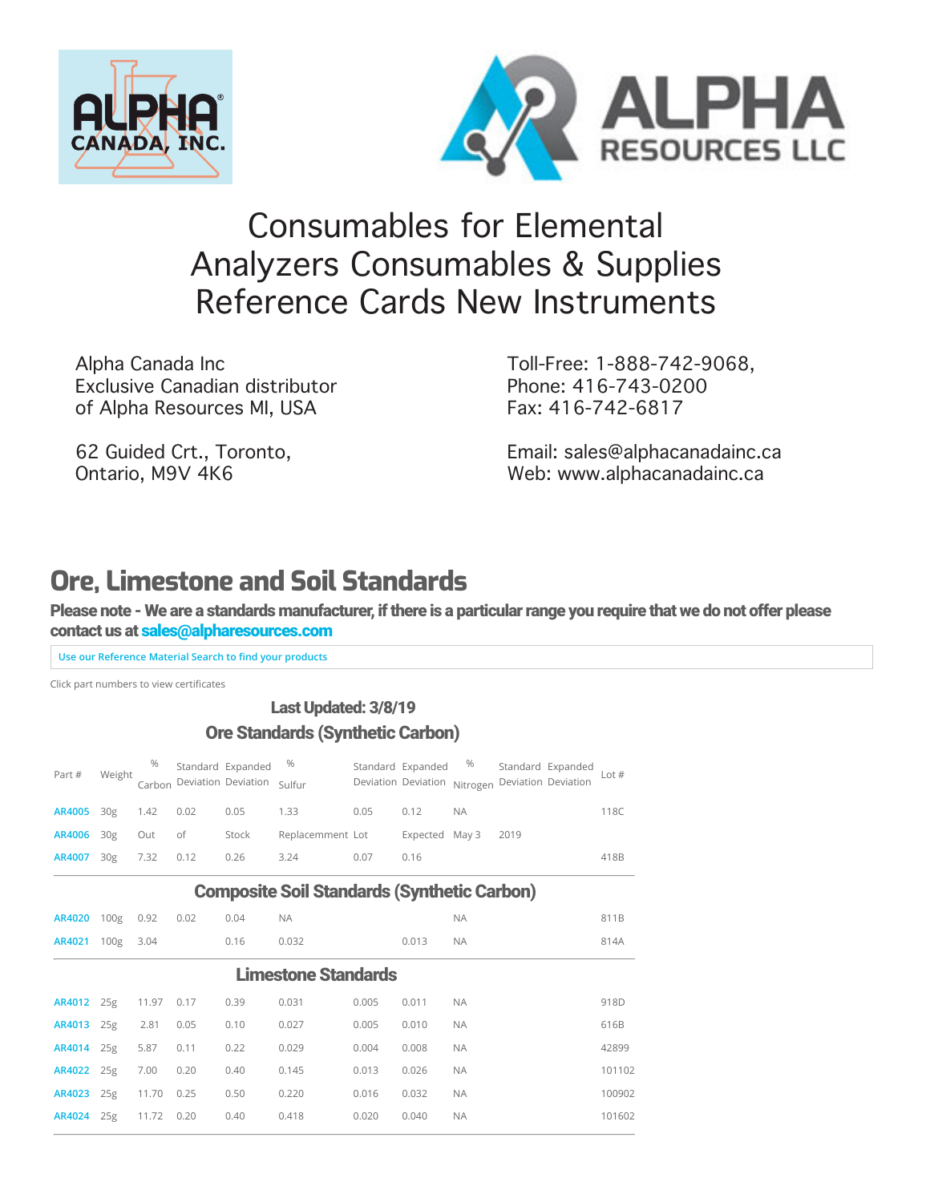ALPHA CANADA, INC.

ALPHA RESOURCES LLC

# Consumables for Elemental Analyzers Consumables & Supplies Reference Cards New Instruments

Alpha Canada Inc
Exclusive Canadian distributor
of Alpha Resources MI, USA

62 Guided Crt., Toronto,
Ontario, M9V 4K6

Toll-Free: 1-888-742-9068,
Phone: 416-743-0200
Fax: 416-742-6817

Email: sales@alphacanadainc.ca
Web: www.alphacanadainc.ca

## Ore, Limestone and Soil Standards

**Please note - We are a standards manufacturer, if there is a particular range you require that we do not offer please contact us at sales@alpharesources.com**

Use our Reference Material Search to find your products

Click part numbers to view certificates

**Last Updated: 3/8/19**

| Part # | Weight | % Carbon | Standard Deviation | Expanded Deviation | % Sulfur | Standard Deviation | Expanded Deviation | % Nitrogen | Standard Deviation | Expanded Deviation | Lot # |
|---|---|---|---|---|---|---|---|---|---|---|---|
| **Ore Standards (Synthetic Carbon)** | | | | | | | | | | | |
| AR4005 | 30g | 1.42 | 0.02 | 0.05 | 1.33 | 0.05 | 0.12 | NA | | | 118C |
| AR4006 | 30g | Out | of | Stock | Replacement | Lot | Expected | May 3 | 2019 | | |
| AR4007 | 30g | 7.32 | 0.12 | 0.26 | 3.24 | 0.07 | 0.16 | | | | 418B |
| **Composite Soil Standards (Synthetic Carbon)** | | | | | | | | | | | |
| AR4020 | 100g | 0.92 | 0.02 | 0.04 | NA | | | NA | | | 811B |
| AR4021 | 100g | 3.04 | | 0.16 | 0.032 | | 0.013 | NA | | | 814A |
| **Limestone Standards** | | | | | | | | | | | |
| AR4012 | 25g | 11.97 | 0.17 | 0.39 | 0.031 | 0.005 | 0.011 | NA | | | 918D |
| AR4013 | 25g | 2.81 | 0.05 | 0.10 | 0.027 | 0.005 | 0.010 | NA | | | 616B |
| AR4014 | 25g | 5.87 | 0.11 | 0.22 | 0.029 | 0.004 | 0.008 | NA | | | 42899 |
| AR4022 | 25g | 7.00 | 0.20 | 0.40 | 0.145 | 0.013 | 0.026 | NA | | | 101102 |
| AR4023 | 25g | 11.70 | 0.25 | 0.50 | 0.220 | 0.016 | 0.032 | NA | | | 100902 |
| AR4024 | 25g | 11.72 | 0.20 | 0.40 | 0.418 | 0.020 | 0.040 | NA | | | 101602 |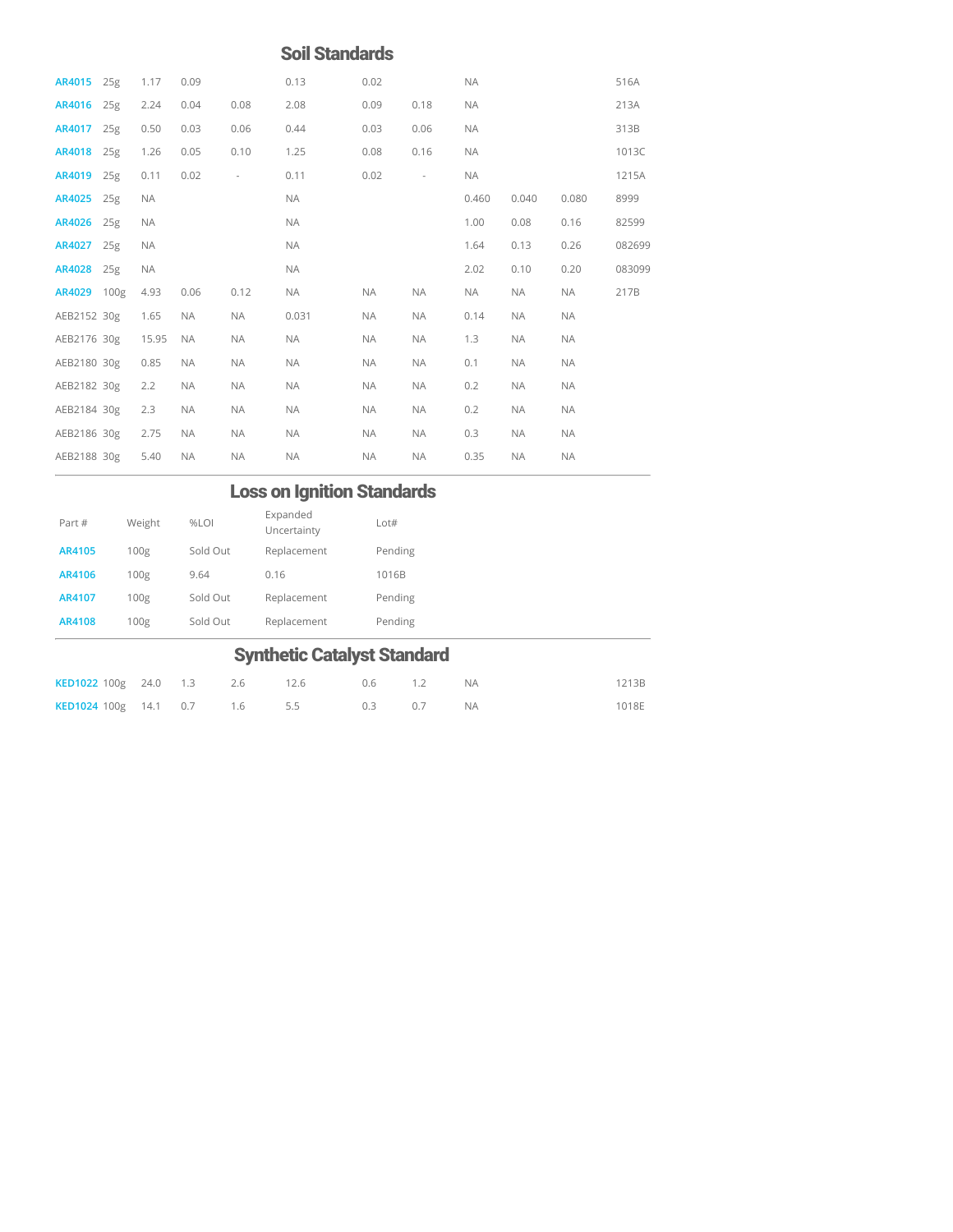## Soil Standards

| | | | | | | | | | | | |
|---|---|---|---|---|---|---|---|---|---|---|---|
| AR4015 | 25g | 1.17 | 0.09 | | 0.13 | 0.02 | | NA | | | 516A |
| AR4016 | 25g | 2.24 | 0.04 | 0.08 | 2.08 | 0.09 | 0.18 | NA | | | 213A |
| AR4017 | 25g | 0.50 | 0.03 | 0.06 | 0.44 | 0.03 | 0.06 | NA | | | 313B |
| AR4018 | 25g | 1.26 | 0.05 | 0.10 | 1.25 | 0.08 | 0.16 | NA | | | 1013C |
| AR4019 | 25g | 0.11 | 0.02 | - | 0.11 | 0.02 | - | NA | | | 1215A |
| AR4025 | 25g | NA | | | NA | | | 0.460 | 0.040 | 0.080 | 8999 |
| AR4026 | 25g | NA | | | NA | | | 1.00 | 0.08 | 0.16 | 82599 |
| AR4027 | 25g | NA | | | NA | | | 1.64 | 0.13 | 0.26 | 082699 |
| AR4028 | 25g | NA | | | NA | | | 2.02 | 0.10 | 0.20 | 083099 |
| AR4029 | 100g | 4.93 | 0.06 | 0.12 | NA | NA | NA | NA | NA | NA | 217B |
| AEB2152 | 30g | 1.65 | NA | NA | 0.031 | NA | NA | 0.14 | NA | NA | |
| AEB2176 | 30g | 15.95 | NA | NA | NA | NA | NA | 1.3 | NA | NA | |
| AEB2180 | 30g | 0.85 | NA | NA | NA | NA | NA | 0.1 | NA | NA | |
| AEB2182 | 30g | 2.2 | NA | NA | NA | NA | NA | 0.2 | NA | NA | |
| AEB2184 | 30g | 2.3 | NA | NA | NA | NA | NA | 0.2 | NA | NA | |
| AEB2186 | 30g | 2.75 | NA | NA | NA | NA | NA | 0.3 | NA | NA | |
| AEB2188 | 30g | 5.40 | NA | NA | NA | NA | NA | 0.35 | NA | NA | |

## Loss on Ignition Standards

| Part # | Weight | %LOI | Expanded Uncertainty | Lot# |
|---|---|---|---|---|
| AR4105 | 100g | Sold Out | Replacement | Pending |
| AR4106 | 100g | 9.64 | 0.16 | 1016B |
| AR4107 | 100g | Sold Out | Replacement | Pending |
| AR4108 | 100g | Sold Out | Replacement | Pending |

## Synthetic Catalyst Standard

| | | | | | | | | | |
|---|---|---|---|---|---|---|---|---|---|
| KED1022 | 100g | 24.0 | 1.3 | 2.6 | 12.6 | 0.6 | 1.2 | NA | 1213B |
| KED1024 | 100g | 14.1 | 0.7 | 1.6 | 5.5 | 0.3 | 0.7 | NA | 1018E |